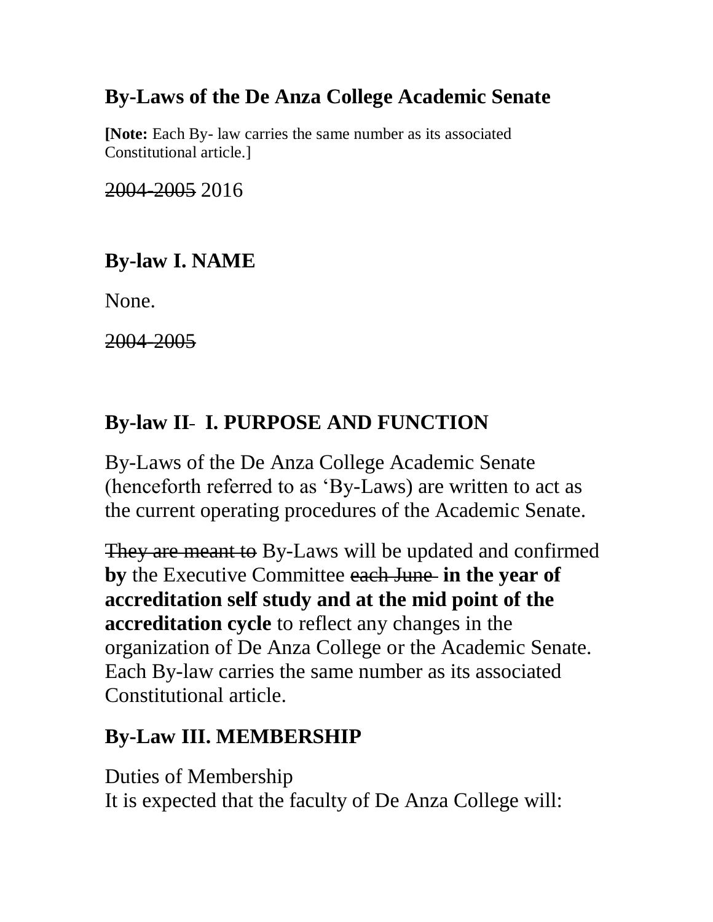# By-Laws of the De Anza College Academic Senate

**[Note:** Each By- law carries the same number as its associated Constitutional article.]

~~2004-2005~~ 2016

## By-law I. NAME

None.

~~2004-2005~~

## By-law II~~-~~ I. PURPOSE AND FUNCTION

By-Laws of the De Anza College Academic Senate (henceforth referred to as 'By-Laws) are written to act as the current operating procedures of the Academic Senate.

~~They are meant to~~ By-Laws will be updated and confirmed **by** the Executive Committee ~~each June~~ **in the year of accreditation self study and at the mid point of the accreditation cycle** to reflect any changes in the organization of De Anza College or the Academic Senate. Each By-law carries the same number as its associated Constitutional article.

## By-Law III. MEMBERSHIP

Duties of Membership
It is expected that the faculty of De Anza College will: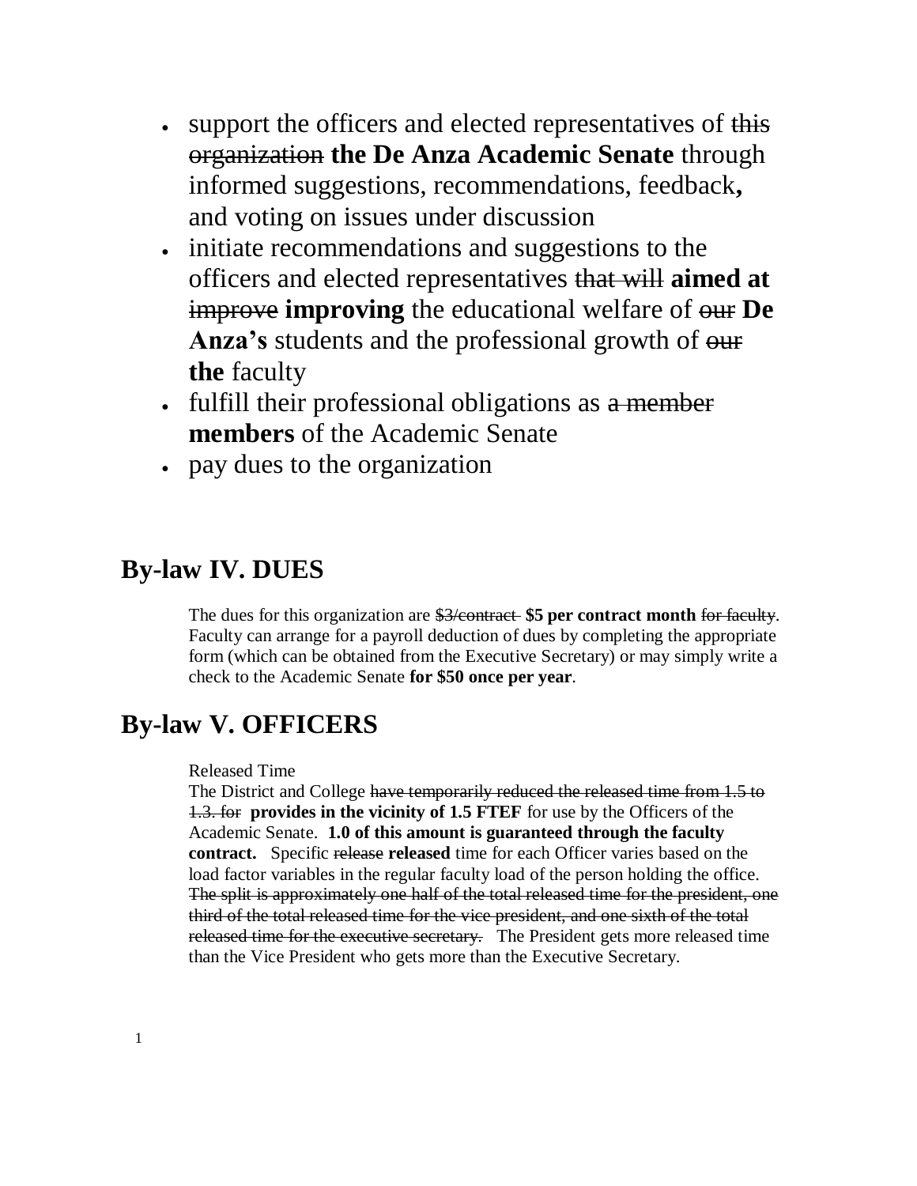- support the officers and elected representatives of ~~this organization~~ **the De Anza Academic Senate** through informed suggestions, recommendations, feedback**,** and voting on issues under discussion
- initiate recommendations and suggestions to the officers and elected representatives ~~that will~~ **aimed at** ~~improve~~ **improving** the educational welfare of ~~our~~ **De Anza's** students and the professional growth of ~~our~~ **the** faculty
- fulfill their professional obligations as ~~a member~~ **members** of the Academic Senate
- pay dues to the organization

## By-law IV. DUES

The dues for this organization are ~~$3/contract~~ **$5 per contract month** ~~for faculty~~. Faculty can arrange for a payroll deduction of dues by completing the appropriate form (which can be obtained from the Executive Secretary) or may simply write a check to the Academic Senate **for $50 once per year**.

## By-law V. OFFICERS

Released Time

The District and College ~~have temporarily reduced the released time from 1.5 to 1.3. for~~ **provides in the vicinity of 1.5 FTEF** for use by the Officers of the Academic Senate. **1.0 of this amount is guaranteed through the faculty contract.** Specific ~~release~~ **released** time for each Officer varies based on the load factor variables in the regular faculty load of the person holding the office. ~~The split is approximately one half of the total released time for the president, one third of the total released time for the vice president, and one sixth of the total released time for the executive secretary.~~ The President gets more released time than the Vice President who gets more than the Executive Secretary.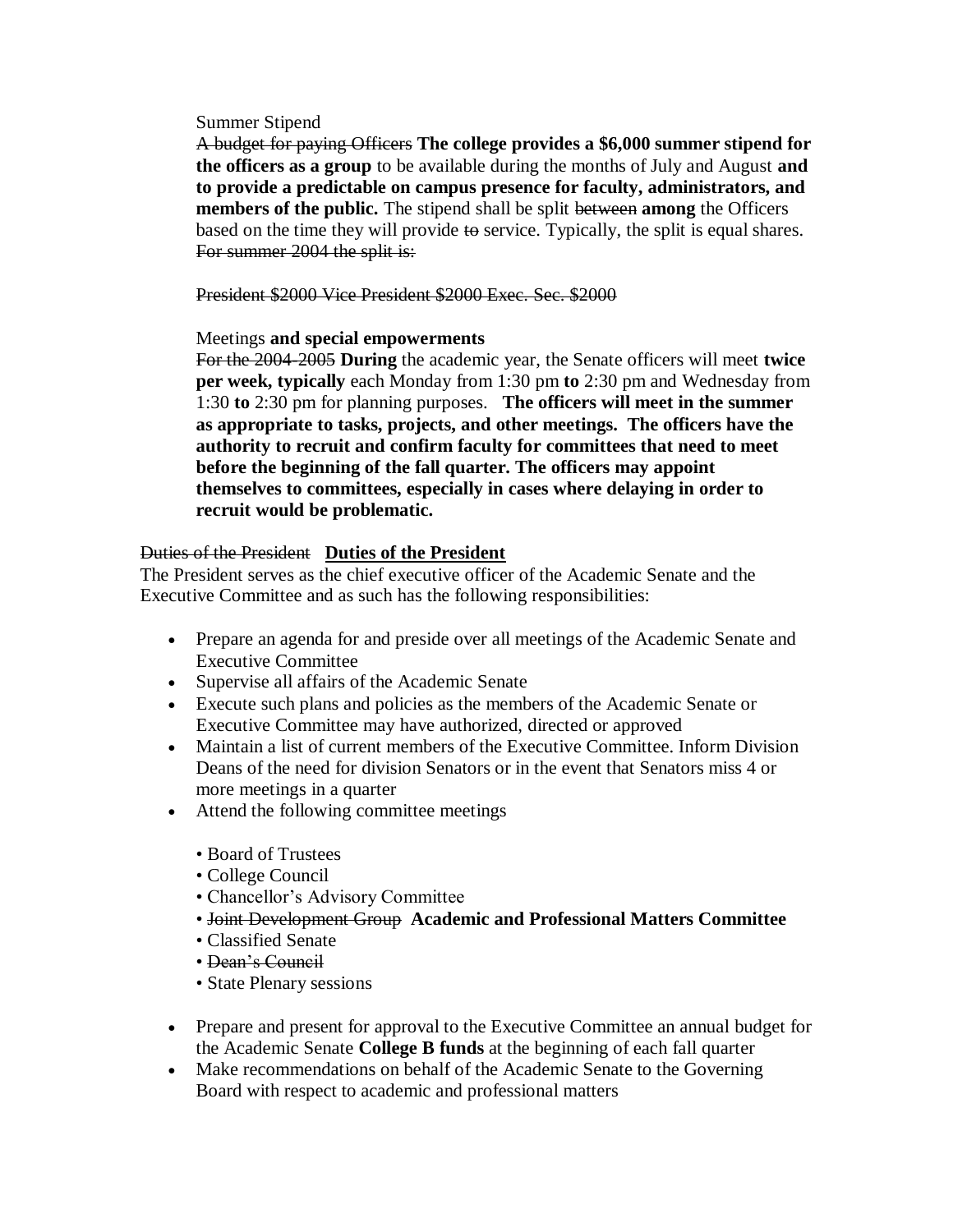Summer Stipend

~~A budget for paying Officers~~ **The college provides a $6,000 summer stipend for the officers as a group** to be available during the months of July and August **and to provide a predictable on campus presence for faculty, administrators, and members of the public.** The stipend shall be split ~~between~~ **among** the Officers based on the time they will provide ~~to~~ service. Typically, the split is equal shares. ~~For summer 2004 the split is:~~

~~President $2000 Vice President $2000 Exec. Sec. $2000~~

Meetings **and special empowerments**

~~For the 2004-2005~~ **During** the academic year, the Senate officers will meet **twice per week, typically** each Monday from 1:30 pm **to** 2:30 pm and Wednesday from 1:30 **to** 2:30 pm for planning purposes. **The officers will meet in the summer as appropriate to tasks, projects, and other meetings. The officers have the authority to recruit and confirm faculty for committees that need to meet before the beginning of the fall quarter. The officers may appoint themselves to committees, especially in cases where delaying in order to recruit would be problematic.**

~~Duties of the President~~ **<u>Duties of the President</u>**

The President serves as the chief executive officer of the Academic Senate and the Executive Committee and as such has the following responsibilities:

- Prepare an agenda for and preside over all meetings of the Academic Senate and Executive Committee
- Supervise all affairs of the Academic Senate
- Execute such plans and policies as the members of the Academic Senate or Executive Committee may have authorized, directed or approved
- Maintain a list of current members of the Executive Committee. Inform Division Deans of the need for division Senators or in the event that Senators miss 4 or more meetings in a quarter
- Attend the following committee meetings
  - Board of Trustees
  - College Council
  - Chancellor's Advisory Committee
  - ~~Joint Development Group~~ **Academic and Professional Matters Committee**
  - Classified Senate
  - ~~Dean's Council~~
  - State Plenary sessions
- Prepare and present for approval to the Executive Committee an annual budget for the Academic Senate **College B funds** at the beginning of each fall quarter
- Make recommendations on behalf of the Academic Senate to the Governing Board with respect to academic and professional matters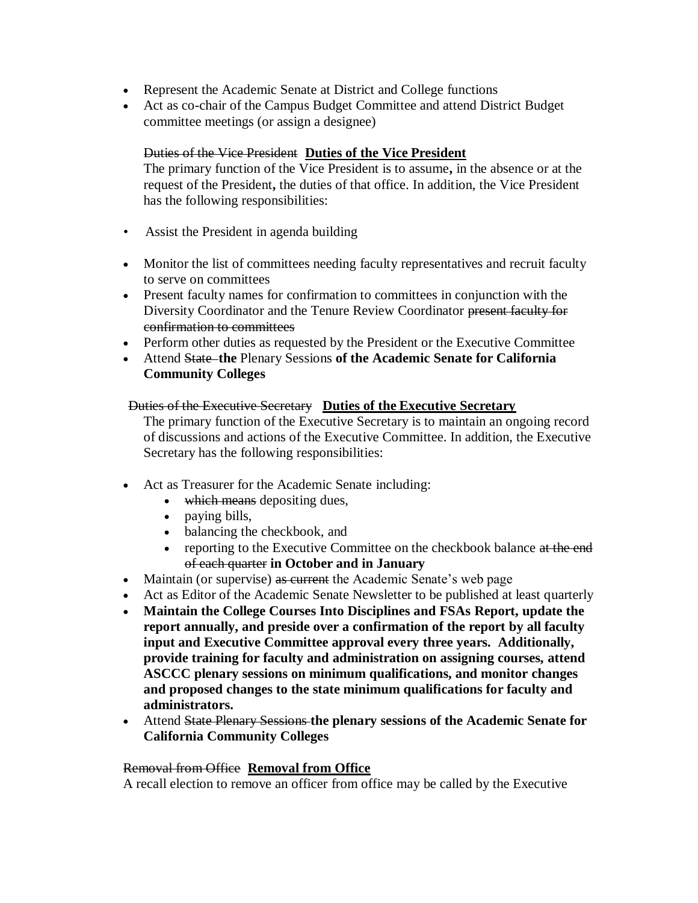- Represent the Academic Senate at District and College functions
- Act as co-chair of the Campus Budget Committee and attend District Budget committee meetings (or assign a designee)

~~Duties of the Vice President~~ **<u>Duties of the Vice President</u>**

The primary function of the Vice President is to assume**,** in the absence or at the request of the President**,** the duties of that office. In addition, the Vice President has the following responsibilities:

- Assist the President in agenda building
- Monitor the list of committees needing faculty representatives and recruit faculty to serve on committees
- Present faculty names for confirmation to committees in conjunction with the Diversity Coordinator and the Tenure Review Coordinator ~~present faculty for confirmation to committees~~
- Perform other duties as requested by the President or the Executive Committee
- Attend ~~State~~ **the** Plenary Sessions **of the Academic Senate for California Community Colleges**

~~Duties of the Executive Secretary~~ **<u>Duties of the Executive Secretary</u>**

The primary function of the Executive Secretary is to maintain an ongoing record of discussions and actions of the Executive Committee. In addition, the Executive Secretary has the following responsibilities:

- Act as Treasurer for the Academic Senate including:
  - ~~which means~~ depositing dues,
  - paying bills,
  - balancing the checkbook, and
  - reporting to the Executive Committee on the checkbook balance ~~at the end of each quarter~~ **in October and in January**
- Maintain (or supervise) ~~as current~~ the Academic Senate's web page
- Act as Editor of the Academic Senate Newsletter to be published at least quarterly
- **Maintain the College Courses Into Disciplines and FSAs Report, update the report annually, and preside over a confirmation of the report by all faculty input and Executive Committee approval every three years. Additionally, provide training for faculty and administration on assigning courses, attend ASCCC plenary sessions on minimum qualifications, and monitor changes and proposed changes to the state minimum qualifications for faculty and administrators.**
- Attend ~~State Plenary Sessions~~ **the plenary sessions of the Academic Senate for California Community Colleges**

~~Removal from Office~~ **<u>Removal from Office</u>**

A recall election to remove an officer from office may be called by the Executive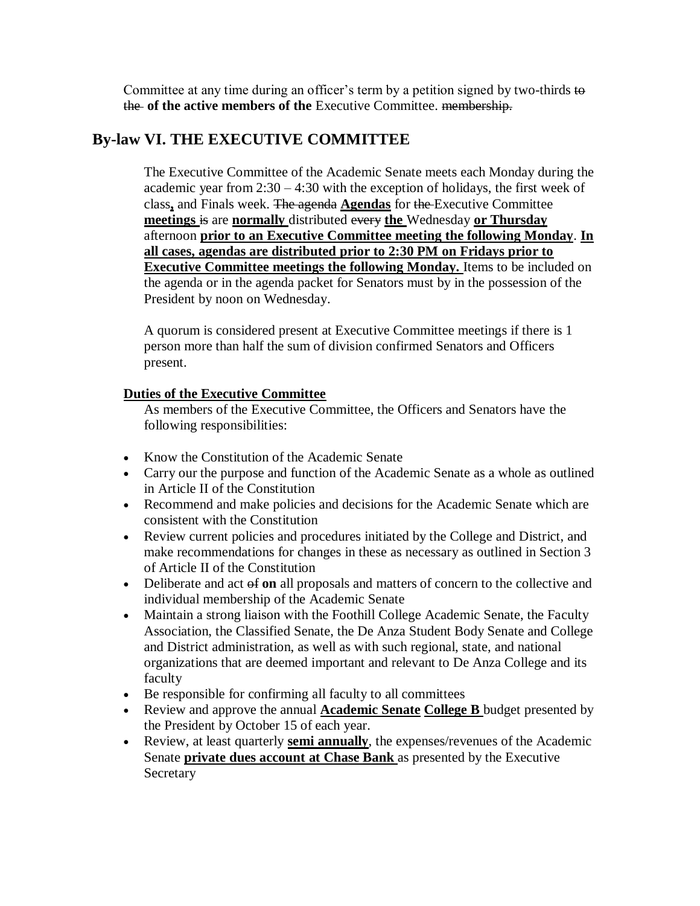Committee at any time during an officer's term by a petition signed by two-thirds ~~to the~~ **of the active members of the** Executive Committee. ~~membership.~~

## By-law VI. THE EXECUTIVE COMMITTEE

The Executive Committee of the Academic Senate meets each Monday during the academic year from 2:30 – 4:30 with the exception of holidays, the first week of class**,** and Finals week. ~~The agenda~~ **Agendas** for ~~the~~ Executive Committee **meetings** ~~is~~ are **normally** distributed ~~every~~ **the** Wednesday **or Thursday** afternoon **prior to an Executive Committee meeting the following Monday**. **In all cases, agendas are distributed prior to 2:30 PM on Fridays prior to Executive Committee meetings the following Monday.** Items to be included on the agenda or in the agenda packet for Senators must by in the possession of the President by noon on Wednesday.

A quorum is considered present at Executive Committee meetings if there is 1 person more than half the sum of division confirmed Senators and Officers present.

**Duties of the Executive Committee**

As members of the Executive Committee, the Officers and Senators have the following responsibilities:

- Know the Constitution of the Academic Senate
- Carry our the purpose and function of the Academic Senate as a whole as outlined in Article II of the Constitution
- Recommend and make policies and decisions for the Academic Senate which are consistent with the Constitution
- Review current policies and procedures initiated by the College and District, and make recommendations for changes in these as necessary as outlined in Section 3 of Article II of the Constitution
- Deliberate and act ~~of~~ **on** all proposals and matters of concern to the collective and individual membership of the Academic Senate
- Maintain a strong liaison with the Foothill College Academic Senate, the Faculty Association, the Classified Senate, the De Anza Student Body Senate and College and District administration, as well as with such regional, state, and national organizations that are deemed important and relevant to De Anza College and its faculty
- Be responsible for confirming all faculty to all committees
- Review and approve the annual **Academic Senate** **College B** budget presented by the President by October 15 of each year.
- Review, at least ~~quarterly~~ **semi annually**, the expenses/revenues of the Academic Senate **private dues account at Chase Bank** as presented by the Executive Secretary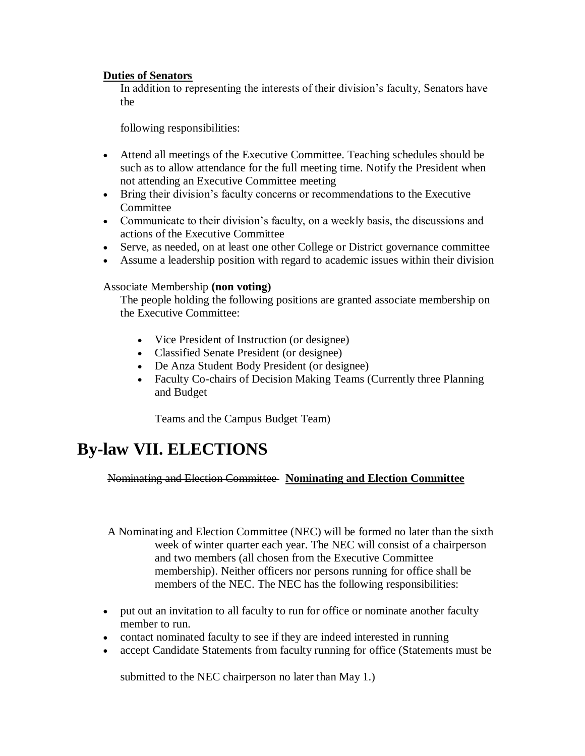**Duties of Senators**

In addition to representing the interests of their division's faculty, Senators have the

following responsibilities:

- Attend all meetings of the Executive Committee. Teaching schedules should be such as to allow attendance for the full meeting time. Notify the President when not attending an Executive Committee meeting
- Bring their division's faculty concerns or recommendations to the Executive Committee
- Communicate to their division's faculty, on a weekly basis, the discussions and actions of the Executive Committee
- Serve, as needed, on at least one other College or District governance committee
- Assume a leadership position with regard to academic issues within their division

Associate Membership **(non voting)**

The people holding the following positions are granted associate membership on the Executive Committee:

- Vice President of Instruction (or designee)
- Classified Senate President (or designee)
- De Anza Student Body President (or designee)
- Faculty Co-chairs of Decision Making Teams (Currently three Planning and Budget

  Teams and the Campus Budget Team)

# By-law VII. ELECTIONS

~~Nominating and Election Committee~~ **Nominating and Election Committee**

A Nominating and Election Committee (NEC) will be formed no later than the sixth week of winter quarter each year. The NEC will consist of a chairperson and two members (all chosen from the Executive Committee membership). Neither officers nor persons running for office shall be members of the NEC. The NEC has the following responsibilities:

- put out an invitation to all faculty to run for office or nominate another faculty member to run.
- contact nominated faculty to see if they are indeed interested in running
- accept Candidate Statements from faculty running for office (Statements must be

  submitted to the NEC chairperson no later than May 1.)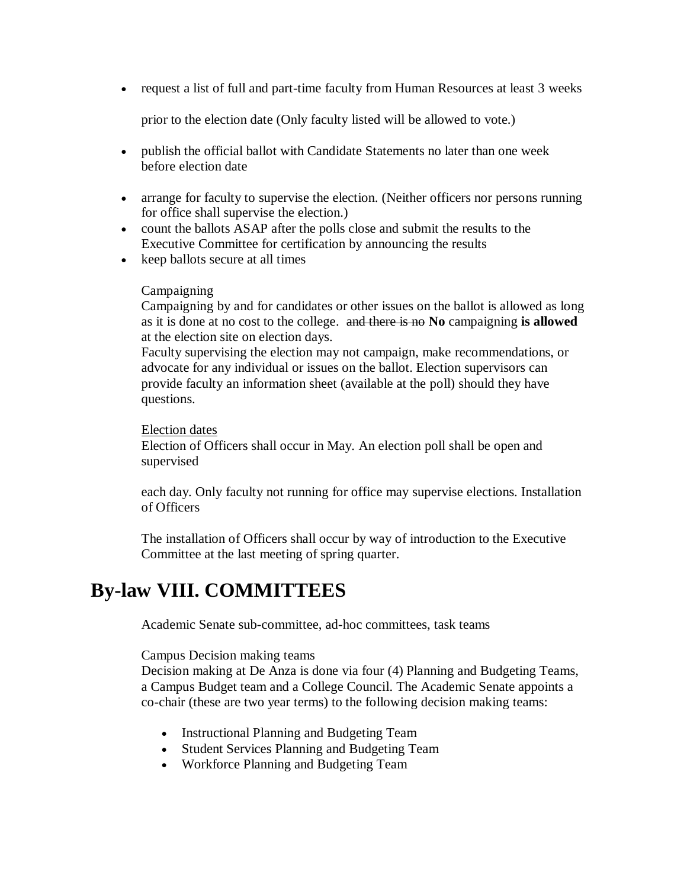- request a list of full and part-time faculty from Human Resources at least 3 weeks

  prior to the election date (Only faculty listed will be allowed to vote.)

- publish the official ballot with Candidate Statements no later than one week before election date

- arrange for faculty to supervise the election. (Neither officers nor persons running for office shall supervise the election.)
- count the ballots ASAP after the polls close and submit the results to the Executive Committee for certification by announcing the results
- keep ballots secure at all times

Campaigning

Campaigning by and for candidates or other issues on the ballot is allowed as long as it is done at no cost to the college. ~~and there is no~~ **No** campaigning **is allowed** at the election site on election days.

Faculty supervising the election may not campaign, make recommendations, or advocate for any individual or issues on the ballot. Election supervisors can provide faculty an information sheet (available at the poll) should they have questions.

Election dates

Election of Officers shall occur in May. An election poll shall be open and supervised

each day. Only faculty not running for office may supervise elections. Installation of Officers

The installation of Officers shall occur by way of introduction to the Executive Committee at the last meeting of spring quarter.

# By-law VIII. COMMITTEES

Academic Senate sub-committee, ad-hoc committees, task teams

Campus Decision making teams

Decision making at De Anza is done via four (4) Planning and Budgeting Teams, a Campus Budget team and a College Council. The Academic Senate appoints a co-chair (these are two year terms) to the following decision making teams:

- Instructional Planning and Budgeting Team
- Student Services Planning and Budgeting Team
- Workforce Planning and Budgeting Team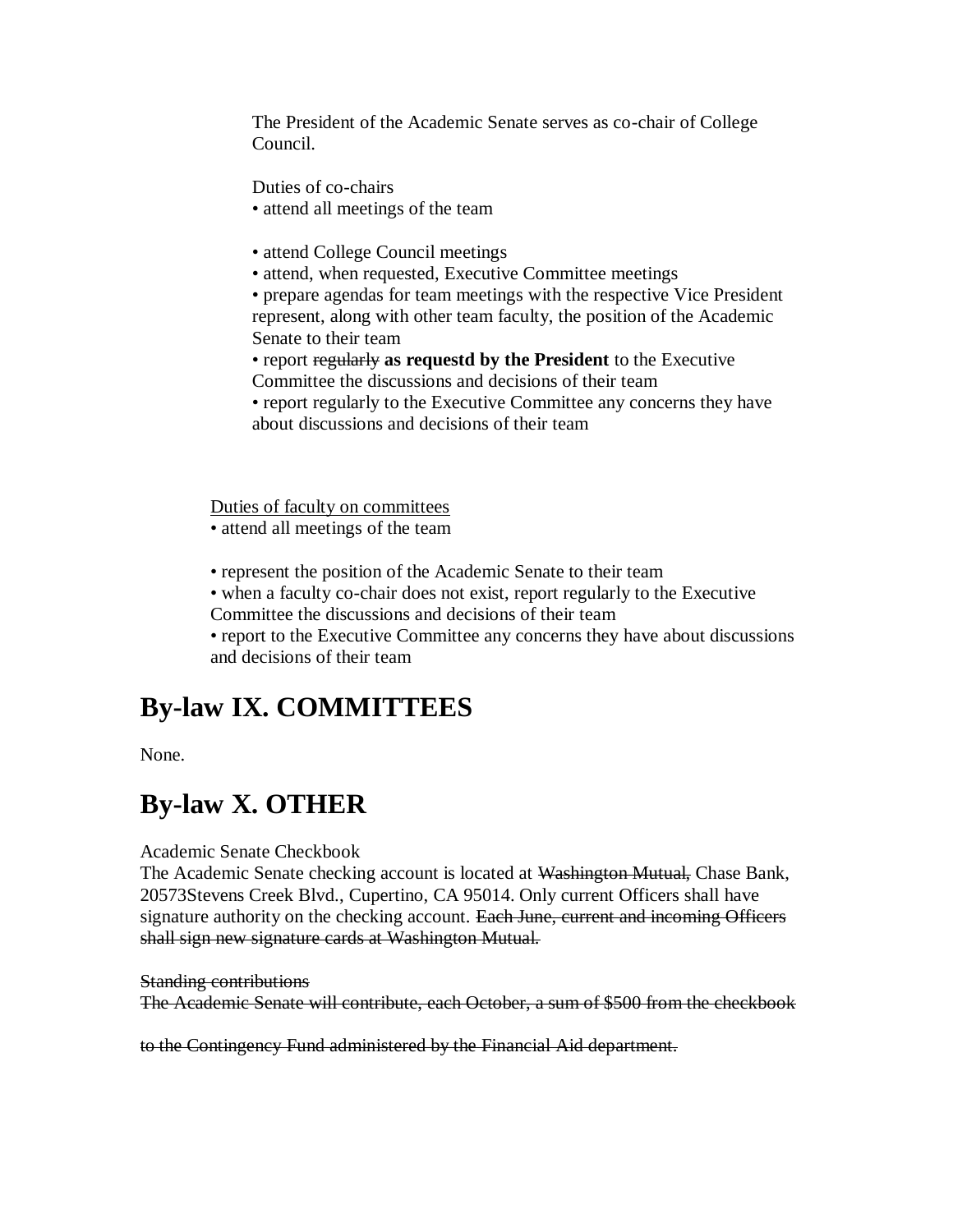The President of the Academic Senate serves as co-chair of College Council.

Duties of co-chairs

- attend all meetings of the team
- attend College Council meetings
- attend, when requested, Executive Committee meetings
- prepare agendas for team meetings with the respective Vice President represent, along with other team faculty, the position of the Academic Senate to their team
- report ~~regularly~~ **as requestd by the President** to the Executive Committee the discussions and decisions of their team
- report regularly to the Executive Committee any concerns they have about discussions and decisions of their team

Duties of faculty on committees

- attend all meetings of the team
- represent the position of the Academic Senate to their team
- when a faculty co-chair does not exist, report regularly to the Executive Committee the discussions and decisions of their team
- report to the Executive Committee any concerns they have about discussions and decisions of their team

# By-law IX. COMMITTEES

None.

# By-law X. OTHER

Academic Senate Checkbook

The Academic Senate checking account is located at ~~Washington Mutual,~~ Chase Bank, 20573Stevens Creek Blvd., Cupertino, CA 95014. Only current Officers shall have signature authority on the checking account. ~~Each June, current and incoming Officers shall sign new signature cards at Washington Mutual.~~

~~Standing contributions~~

~~The Academic Senate will contribute, each October, a sum of $500 from the checkbook to the Contingency Fund administered by the Financial Aid department.~~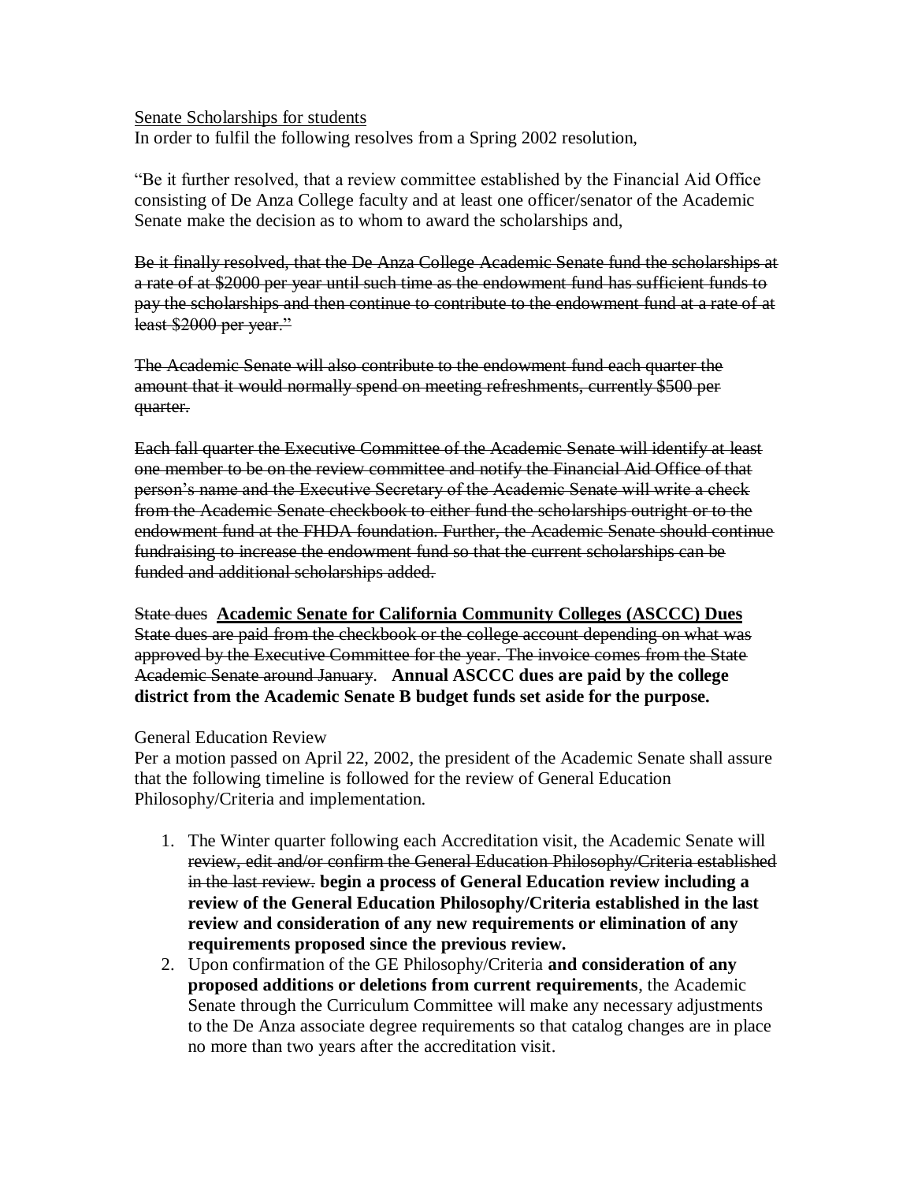<u>Senate Scholarships for students</u>
In order to fulfil the following resolves from a Spring 2002 resolution,

"Be it further resolved, that a review committee established by the Financial Aid Office consisting of De Anza College faculty and at least one officer/senator of the Academic Senate make the decision as to whom to award the scholarships and,

~~Be it finally resolved, that the De Anza College Academic Senate fund the scholarships at a rate of at $2000 per year until such time as the endowment fund has sufficient funds to pay the scholarships and then continue to contribute to the endowment fund at a rate of at least $2000 per year."~~

~~The Academic Senate will also contribute to the endowment fund each quarter the amount that it would normally spend on meeting refreshments, currently $500 per quarter.~~

~~Each fall quarter the Executive Committee of the Academic Senate will identify at least one member to be on the review committee and notify the Financial Aid Office of that person's name and the Executive Secretary of the Academic Senate will write a check from the Academic Senate checkbook to either fund the scholarships outright or to the endowment fund at the FHDA foundation. Further, the Academic Senate should continue fundraising to increase the endowment fund so that the current scholarships can be funded and additional scholarships added.~~

~~State dues~~ **<u>Academic Senate for California Community Colleges (ASCCC) Dues</u>**
~~State dues are paid from the checkbook or the college account depending on what was approved by the Executive Committee for the year. The invoice comes from the State Academic Senate around January.~~ **Annual ASCCC dues are paid by the college district from the Academic Senate B budget funds set aside for the purpose.**

General Education Review
Per a motion passed on April 22, 2002, the president of the Academic Senate shall assure that the following timeline is followed for the review of General Education Philosophy/Criteria and implementation.

1. The Winter quarter following each Accreditation visit, the Academic Senate will ~~review, edit and/or confirm the General Education Philosophy/Criteria established in the last review.~~ **begin a process of General Education review including a review of the General Education Philosophy/Criteria established in the last review and consideration of any new requirements or elimination of any requirements proposed since the previous review.**
2. Upon confirmation of the GE Philosophy/Criteria **and consideration of any proposed additions or deletions from current requirements**, the Academic Senate through the Curriculum Committee will make any necessary adjustments to the De Anza associate degree requirements so that catalog changes are in place no more than two years after the accreditation visit.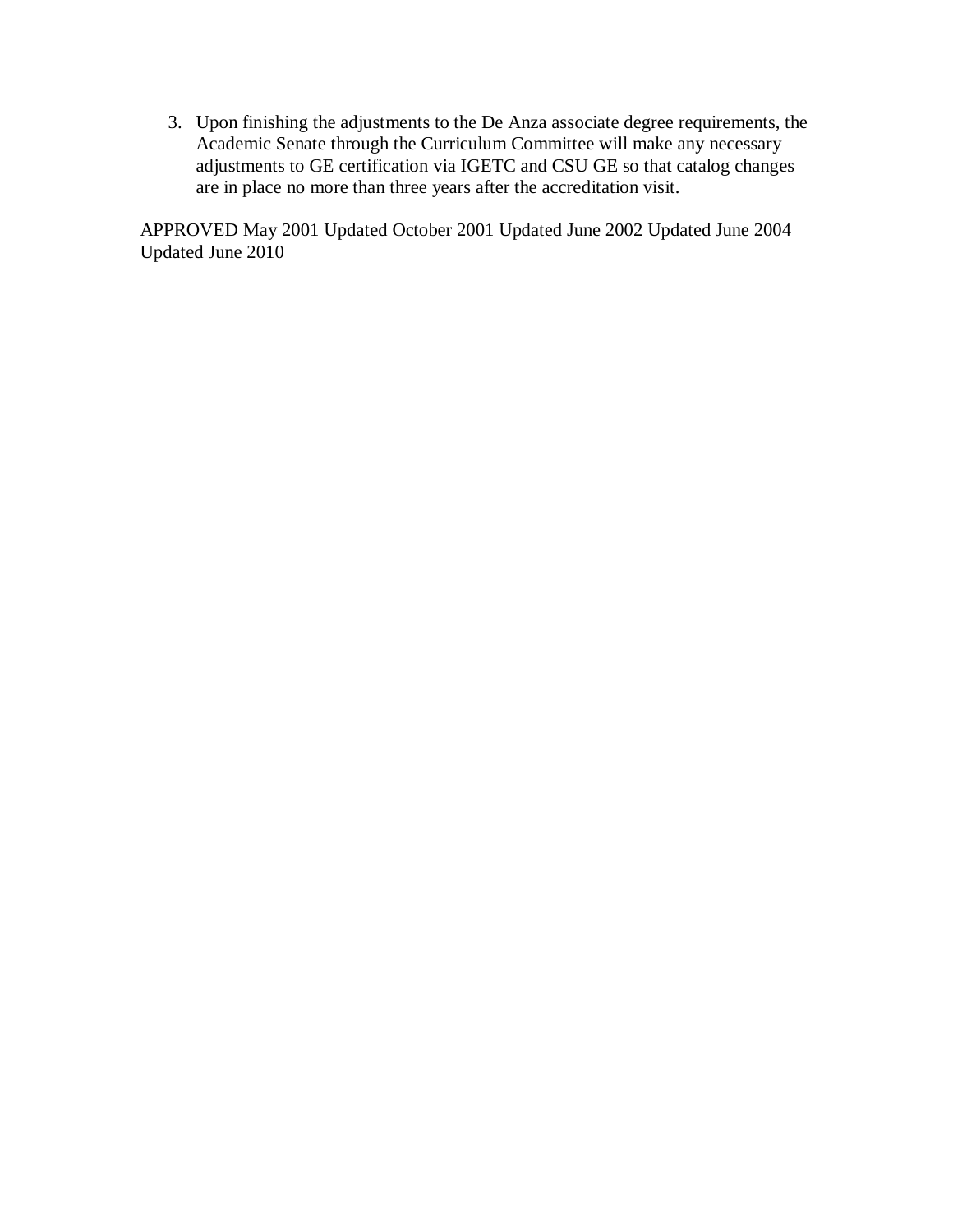3. Upon finishing the adjustments to the De Anza associate degree requirements, the Academic Senate through the Curriculum Committee will make any necessary adjustments to GE certification via IGETC and CSU GE so that catalog changes are in place no more than three years after the accreditation visit.

APPROVED May 2001 Updated October 2001 Updated June 2002 Updated June 2004 Updated June 2010